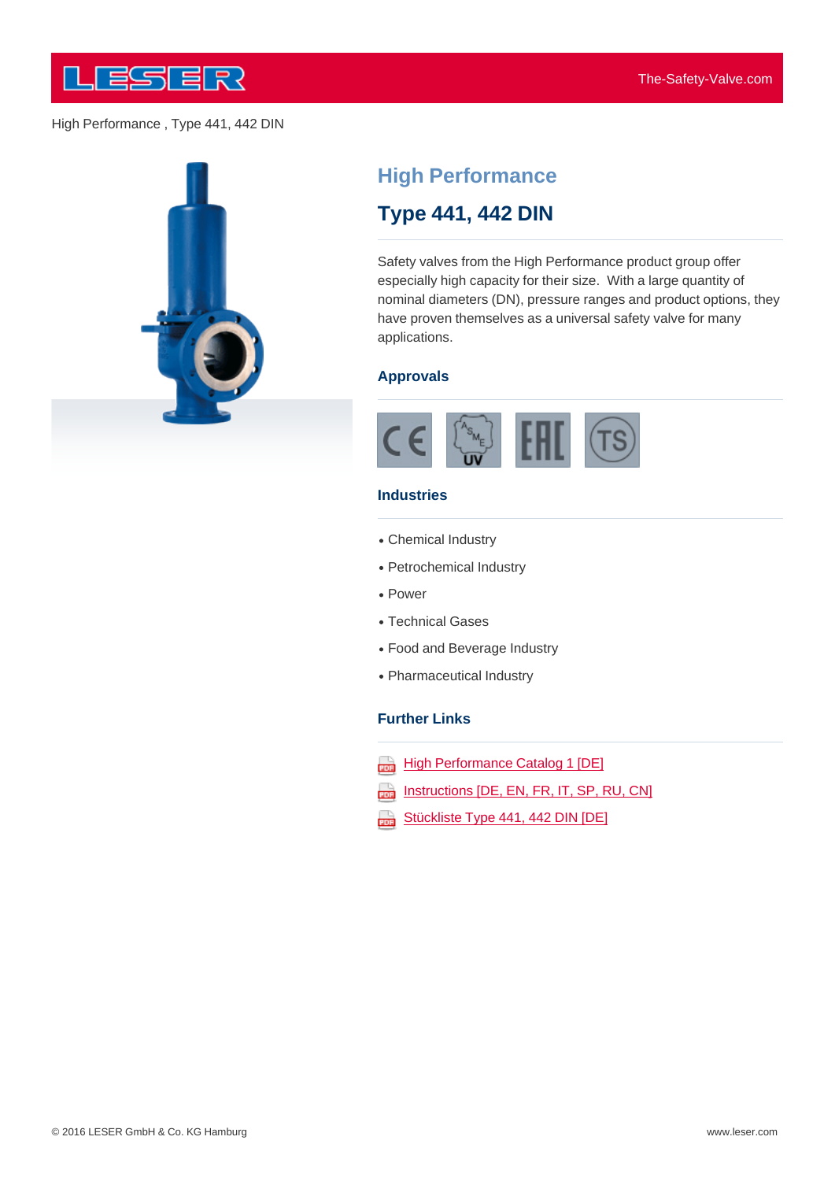High Performance , Type 441, 442 DIN

# High Performance

## Type 441, 442 DIN

Safety valves from the High Performance product group offer especially high capacity for their size. With a large quantity of nominal diameters (DN), pressure ranges and product options, they have proven themselves as a universal safety valve for many applications.

### Approvals

### Industries

- Chemical Industry
- Petrochemical Industry
- Power
- Technical Gases
- Food and Beverage Industry
- Pharmaceutical Industry

### Further Links

- High Performance Catalog 1 [DE]
- Instructions [DE, EN, FR, IT, SP, RU, CN]
- Stückliste Type 441, 442 DIN [DE]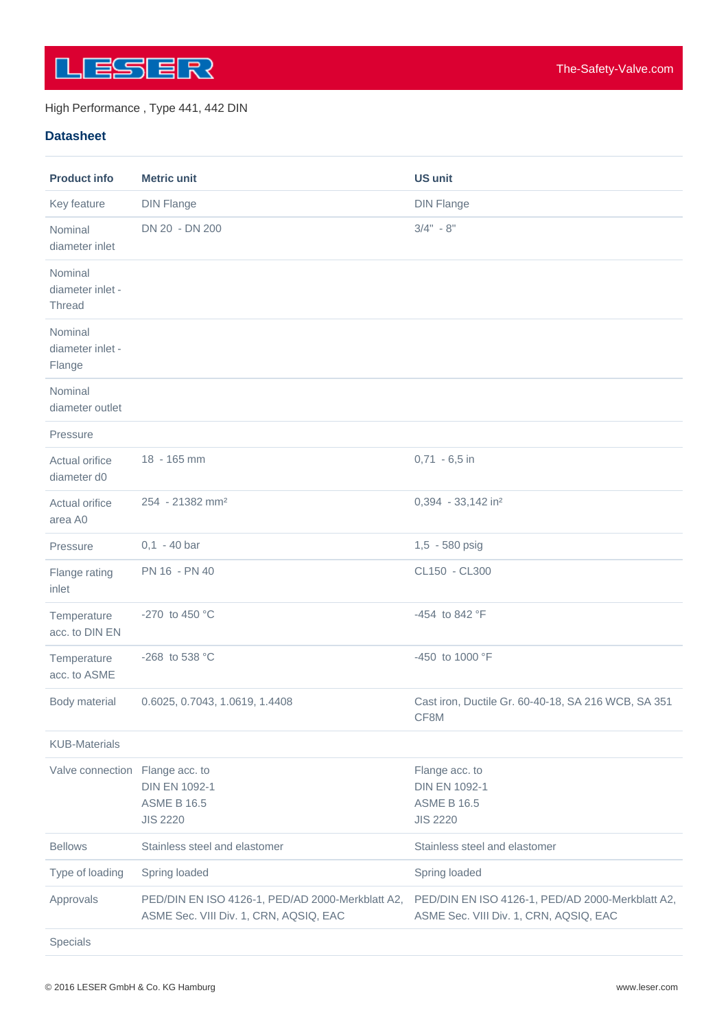High Performance , Type 441, 442 DIN

## Datasheet

| Product info | Metric unit | US unit |
|---|---|---|
| Key feature | DIN Flange | DIN Flange |
| Nominal diameter inlet | DN 20 - DN 200 | 3/4" - 8" |
| Nominal diameter inlet - Thread | | |
| Nominal diameter inlet - Flange | | |
| Nominal diameter outlet | | |
| Pressure | | |
| Actual orifice diameter d0 | 18 - 165 mm | 0,71 - 6,5 in |
| Actual orifice area A0 | 254 - 21382 mm² | 0,394 - 33,142 in² |
| Pressure | 0,1 - 40 bar | 1,5 - 580 psig |
| Flange rating inlet | PN 16 - PN 40 | CL150 - CL300 |
| Temperature acc. to DIN EN | -270 to 450 °C | -454 to 842 °F |
| Temperature acc. to ASME | -268 to 538 °C | -450 to 1000 °F |
| Body material | 0.6025, 0.7043, 1.0619, 1.4408 | Cast iron, Ductile Gr. 60-40-18, SA 216 WCB, SA 351 CF8M |
| KUB-Materials | | |
| Valve connection | Flange acc. to DIN EN 1092-1 ASME B 16.5 JIS 2220 | Flange acc. to DIN EN 1092-1 ASME B 16.5 JIS 2220 |
| Bellows | Stainless steel and elastomer | Stainless steel and elastomer |
| Type of loading | Spring loaded | Spring loaded |
| Approvals | PED/DIN EN ISO 4126-1, PED/AD 2000-Merkblatt A2, ASME Sec. VIII Div. 1, CRN, AQSIQ, EAC | PED/DIN EN ISO 4126-1, PED/AD 2000-Merkblatt A2, ASME Sec. VIII Div. 1, CRN, AQSIQ, EAC |
| Specials | | |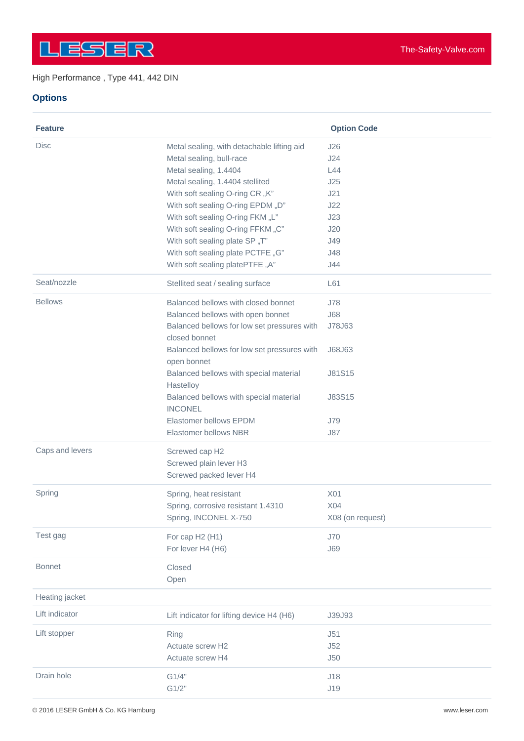High Performance , Type 441, 442 DIN

## Options

| Feature | | Option Code |
|---|---|---|
| Disc | Metal sealing, with detachable lifting aid | J26 |
| | Metal sealing, bull-race | J24 |
| | Metal sealing, 1.4404 | L44 |
| | Metal sealing, 1.4404 stellited | J25 |
| | With soft sealing O-ring CR „K" | J21 |
| | With soft sealing O-ring EPDM „D" | J22 |
| | With soft sealing O-ring FKM „L" | J23 |
| | With soft sealing O-ring FFKM „C" | J20 |
| | With soft sealing plate SP „T" | J49 |
| | With soft sealing plate PCTFE „G" | J48 |
| | With soft sealing platePTFE „A" | J44 |
| Seat/nozzle | Stellited seat / sealing surface | L61 |
| Bellows | Balanced bellows with closed bonnet | J78 |
| | Balanced bellows with open bonnet | J68 |
| | Balanced bellows for low set pressures with closed bonnet | J78J63 |
| | Balanced bellows for low set pressures with open bonnet | J68J63 |
| | Balanced bellows with special material Hastelloy | J81S15 |
| | Balanced bellows with special material INCONEL | J83S15 |
| | Elastomer bellows EPDM | J79 |
| | Elastomer bellows NBR | J87 |
| Caps and levers | Screwed cap H2 | |
| | Screwed plain lever H3 | |
| | Screwed packed lever H4 | |
| Spring | Spring, heat resistant | X01 |
| | Spring, corrosive resistant 1.4310 | X04 |
| | Spring, INCONEL X-750 | X08 (on request) |
| Test gag | For cap H2 (H1) | J70 |
| | For lever H4 (H6) | J69 |
| Bonnet | Closed | |
| | Open | |
| Heating jacket | | |
| Lift indicator | Lift indicator for lifting device H4 (H6) | J39J93 |
| Lift stopper | Ring | J51 |
| | Actuate screw H2 | J52 |
| | Actuate screw H4 | J50 |
| Drain hole | G1/4" | J18 |
| | G1/2" | J19 |

© 2016 LESER GmbH & Co. KG Hamburg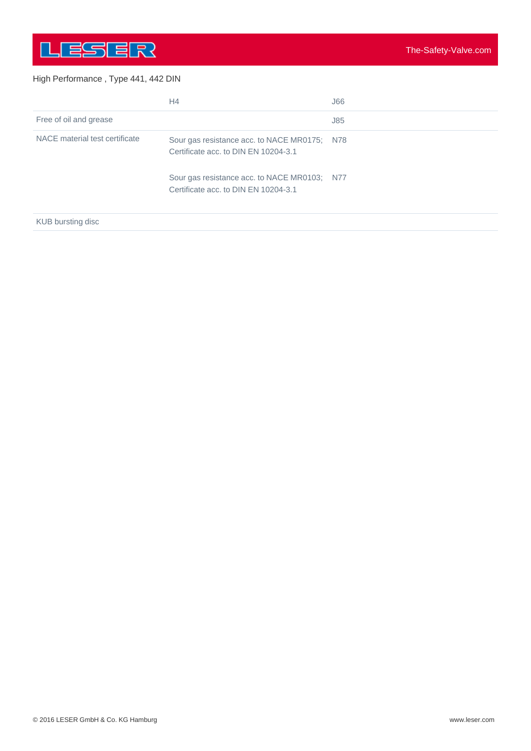High Performance , Type 441, 442 DIN

| | | |
|---|---|---|
| | H4 | J66 |
| Free of oil and grease | | J85 |
| NACE material test certificate | Sour gas resistance acc. to NACE MR0175; Certificate acc. to DIN EN 10204-3.1 | N78 |
| | Sour gas resistance acc. to NACE MR0103; Certificate acc. to DIN EN 10204-3.1 | N77 |
| KUB bursting disc | | |